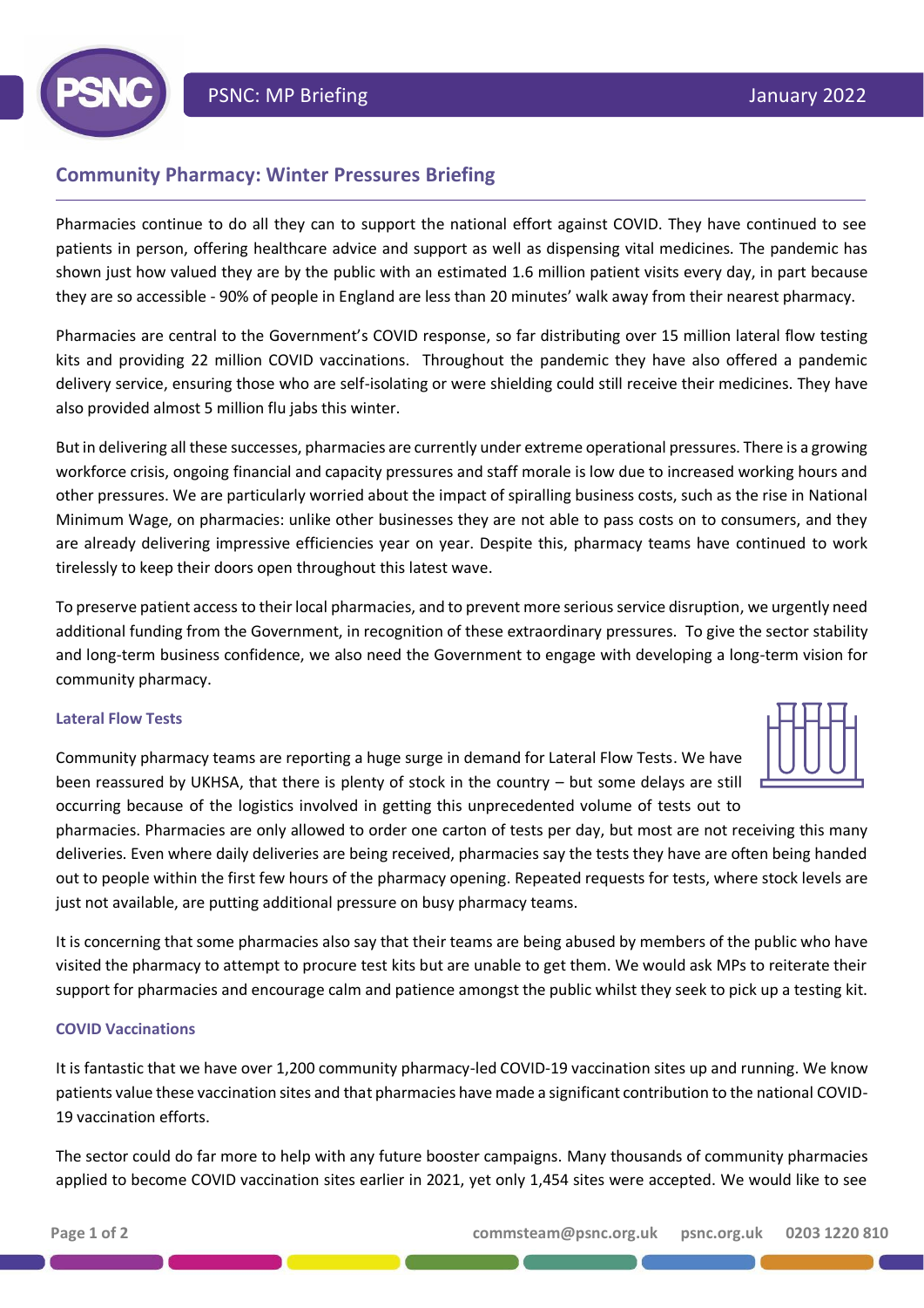# Community Pharmacy: Winter Pressures Briefing

Pharmacies continue to do all they can to support the national effort against COVID. They have continued to see patients in person, offering healthcare advice and support as well as dispensing vital medicines. The pandemic has shown just how valued they are by the public with an estimated 1.6 million patient visits every day, in part because they are so accessible - 90% of people in England are less than 20 minutes' walk away from their nearest pharmacy.

Pharmacies are central to the Government's COVID response, so far distributing over 15 million lateral flow testing kits and providing 22 million COVID vaccinations. Throughout the pandemic they have also offered a pandemic delivery service, ensuring those who are self-isolating or were shielding could still receive their medicines. They have also provided almost 5 million flu jabs this winter.

But in delivering all these successes, pharmacies are currently under extreme operational pressures. There is a growing workforce crisis, ongoing financial and capacity pressures and staff morale is low due to increased working hours and other pressures. We are particularly worried about the impact of spiralling business costs, such as the rise in National Minimum Wage, on pharmacies: unlike other businesses they are not able to pass costs on to consumers, and they are already delivering impressive efficiencies year on year. Despite this, pharmacy teams have continued to work tirelessly to keep their doors open throughout this latest wave.

To preserve patient access to their local pharmacies, and to prevent more serious service disruption, we urgently need additional funding from the Government, in recognition of these extraordinary pressures. To give the sector stability and long-term business confidence, we also need the Government to engage with developing a long-term vision for community pharmacy.

## Lateral Flow Tests

Community pharmacy teams are reporting a huge surge in demand for Lateral Flow Tests. We have been reassured by UKHSA, that there is plenty of stock in the country – but some delays are still occurring because of the logistics involved in getting this unprecedented volume of tests out to pharmacies. Pharmacies are only allowed to order one carton of tests per day, but most are not receiving this many deliveries. Even where daily deliveries are being received, pharmacies say the tests they have are often being handed out to people within the first few hours of the pharmacy opening. Repeated requests for tests, where stock levels are just not available, are putting additional pressure on busy pharmacy teams.

It is concerning that some pharmacies also say that their teams are being abused by members of the public who have visited the pharmacy to attempt to procure test kits but are unable to get them. We would ask MPs to reiterate their support for pharmacies and encourage calm and patience amongst the public whilst they seek to pick up a testing kit.

## COVID Vaccinations

It is fantastic that we have over 1,200 community pharmacy-led COVID-19 vaccination sites up and running. We know patients value these vaccination sites and that pharmacies have made a significant contribution to the national COVID-19 vaccination efforts.

The sector could do far more to help with any future booster campaigns. Many thousands of community pharmacies applied to become COVID vaccination sites earlier in 2021, yet only 1,454 sites were accepted. We would like to see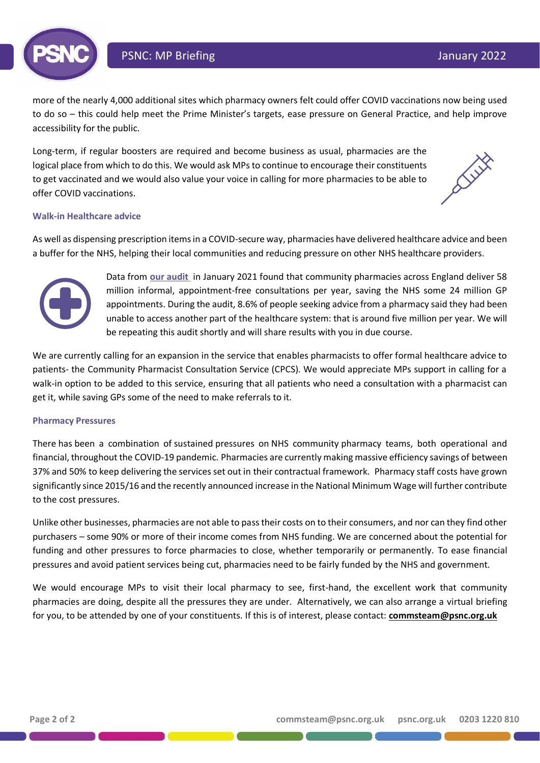more of the nearly 4,000 additional sites which pharmacy owners felt could offer COVID vaccinations now being used to do so – this could help meet the Prime Minister's targets, ease pressure on General Practice, and help improve accessibility for the public.

Long-term, if regular boosters are required and become business as usual, pharmacies are the logical place from which to do this. We would ask MPs to continue to encourage their constituents to get vaccinated and we would also value your voice in calling for more pharmacies to be able to offer COVID vaccinations.

### Walk-in Healthcare advice

As well as dispensing prescription items in a COVID-secure way, pharmacies have delivered healthcare advice and been a buffer for the NHS, helping their local communities and reducing pressure on other NHS healthcare providers.

Data from **our audit** in January 2021 found that community pharmacies across England deliver 58 million informal, appointment-free consultations per year, saving the NHS some 24 million GP appointments. During the audit, 8.6% of people seeking advice from a pharmacy said they had been unable to access another part of the healthcare system: that is around five million per year. We will be repeating this audit shortly and will share results with you in due course.

We are currently calling for an expansion in the service that enables pharmacists to offer formal healthcare advice to patients- the Community Pharmacist Consultation Service (CPCS). We would appreciate MPs support in calling for a walk-in option to be added to this service, ensuring that all patients who need a consultation with a pharmacist can get it, while saving GPs some of the need to make referrals to it.

### Pharmacy Pressures

There has been a combination of sustained pressures on NHS community pharmacy teams, both operational and financial, throughout the COVID-19 pandemic. Pharmacies are currently making massive efficiency savings of between 37% and 50% to keep delivering the services set out in their contractual framework. Pharmacy staff costs have grown significantly since 2015/16 and the recently announced increase in the National Minimum Wage will further contribute to the cost pressures.

Unlike other businesses, pharmacies are not able to pass their costs on to their consumers, and nor can they find other purchasers – some 90% or more of their income comes from NHS funding. We are concerned about the potential for funding and other pressures to force pharmacies to close, whether temporarily or permanently. To ease financial pressures and avoid patient services being cut, pharmacies need to be fairly funded by the NHS and government.

We would encourage MPs to visit their local pharmacy to see, first-hand, the excellent work that community pharmacies are doing, despite all the pressures they are under. Alternatively, we can also arrange a virtual briefing for you, to be attended by one of your constituents. If this is of interest, please contact: **commsteam@psnc.org.uk**